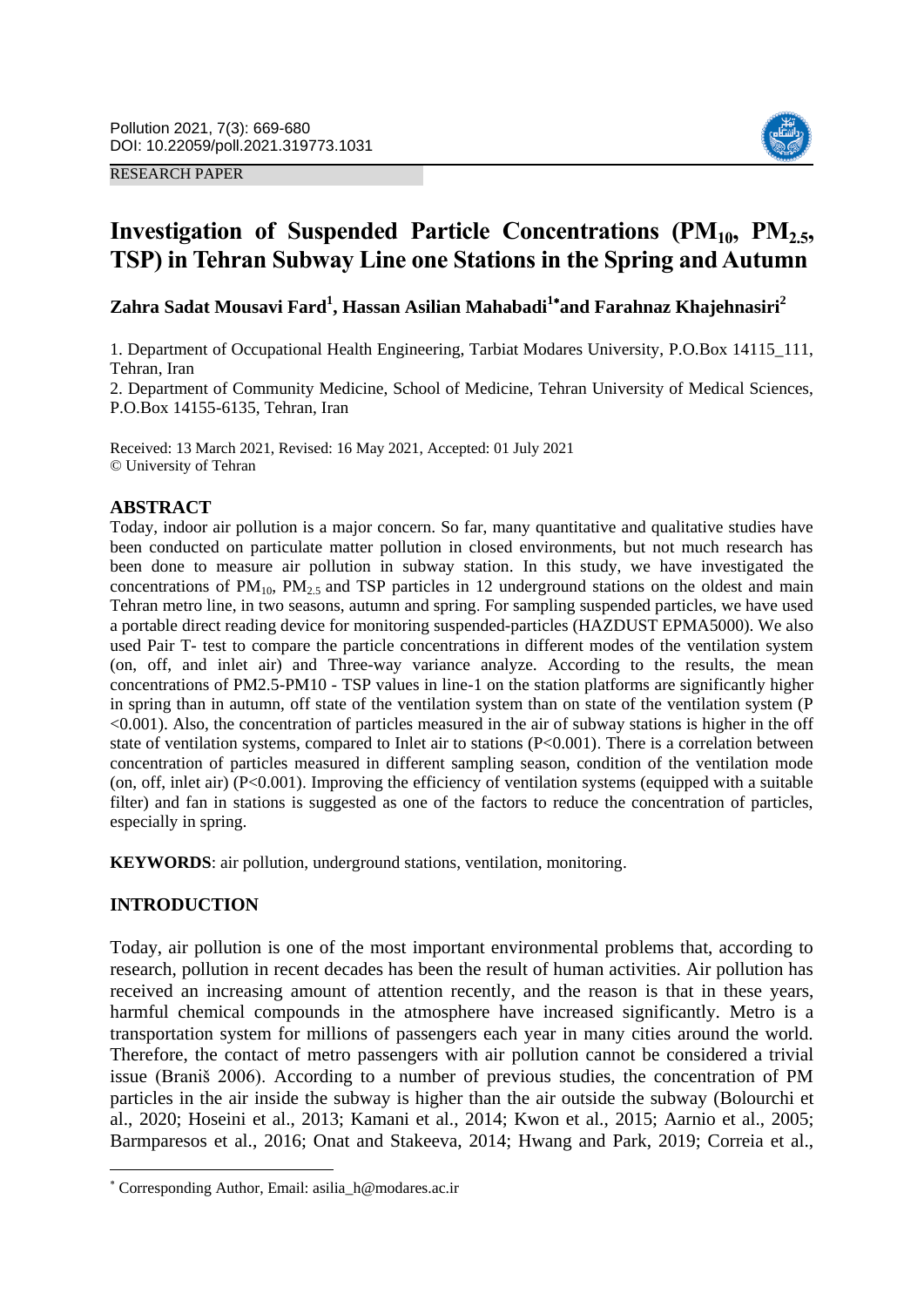RESEARCH PAPER

# Investigation of Suspended Particle Concentrations ($PM_{10}$, $PM_{2.5}$, TSP) in Tehran Subway Line one Stations in the Spring and Autumn

**Zahra Sadat Mousavi Fard[1], Hassan Asilian Mahabadi[1*] and Farahnaz Khajehnasiri[2]**

1. Department of Occupational Health Engineering, Tarbiat Modares University, P.O.Box 14115_111, Tehran, Iran
2. Department of Community Medicine, School of Medicine, Tehran University of Medical Sciences, P.O.Box 14155-6135, Tehran, Iran

Received: 13 March 2021, Revised: 16 May 2021, Accepted: 01 July 2021
© University of Tehran

## ABSTRACT

Today, indoor air pollution is a major concern. So far, many quantitative and qualitative studies have been conducted on particulate matter pollution in closed environments, but not much research has been done to measure air pollution in subway station. In this study, we have investigated the concentrations of $PM_{10}$, $PM_{2.5}$ and TSP particles in 12 underground stations on the oldest and main Tehran metro line, in two seasons, autumn and spring. For sampling suspended particles, we have used a portable direct reading device for monitoring suspended-particles (HAZDUST EPMA5000). We also used Pair T- test to compare the particle concentrations in different modes of the ventilation system (on, off, and inlet air) and Three-way variance analyze. According to the results, the mean concentrations of PM2.5-PM10 - TSP values in line-1 on the station platforms are significantly higher in spring than in autumn, off state of the ventilation system than on state of the ventilation system ($P<0.001$). Also, the concentration of particles measured in the air of subway stations is higher in the off state of ventilation systems, compared to Inlet air to stations ($P<0.001$). There is a correlation between concentration of particles measured in different sampling season, condition of the ventilation mode (on, off, inlet air) ($P<0.001$). Improving the efficiency of ventilation systems (equipped with a suitable filter) and fan in stations is suggested as one of the factors to reduce the concentration of particles, especially in spring.

**KEYWORDS**: air pollution, underground stations, ventilation, monitoring.

## INTRODUCTION

Today, air pollution is one of the most important environmental problems that, according to research, pollution in recent decades has been the result of human activities. Air pollution has received an increasing amount of attention recently, and the reason is that in these years, harmful chemical compounds in the atmosphere have increased significantly. Metro is a transportation system for millions of passengers each year in many cities around the world. Therefore, the contact of metro passengers with air pollution cannot be considered a trivial issue (Braniš 2006). According to a number of previous studies, the concentration of PM particles in the air inside the subway is higher than the air outside the subway (Bolourchi et al., 2020; Hoseini et al., 2013; Kamani et al., 2014; Kwon et al., 2015; Aarnio et al., 2005; Barmparesos et al., 2016; Onat and Stakeeva, 2014; Hwang and Park, 2019; Correia et al.,

* Corresponding Author, Email: asilia_h@modares.ac.ir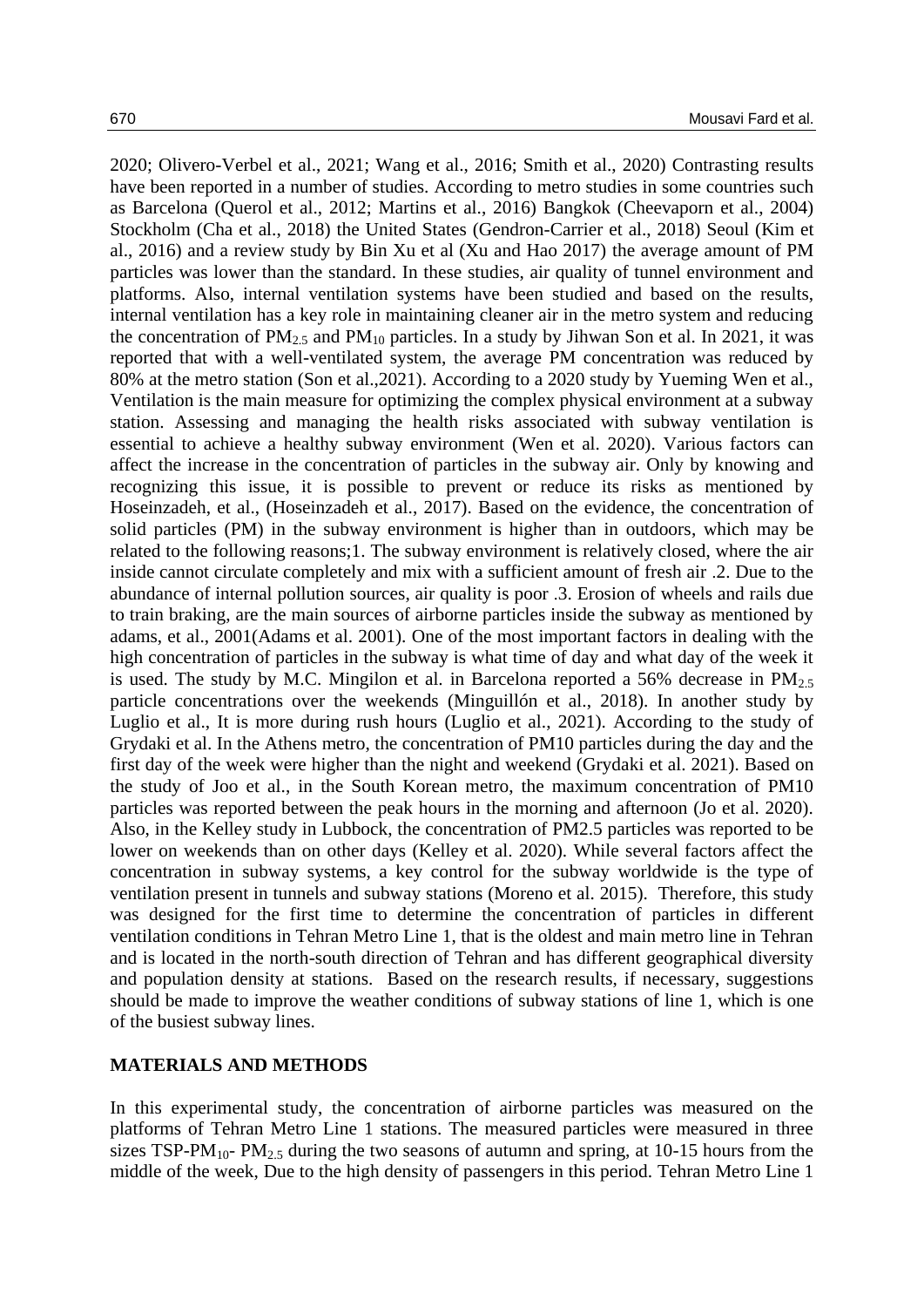2020; Olivero-Verbel et al., 2021; Wang et al., 2016; Smith et al., 2020) Contrasting results have been reported in a number of studies. According to metro studies in some countries such as Barcelona (Querol et al., 2012; Martins et al., 2016) Bangkok (Cheevaporn et al., 2004) Stockholm (Cha et al., 2018) the United States (Gendron-Carrier et al., 2018) Seoul (Kim et al., 2016) and a review study by Bin Xu et al (Xu and Hao 2017) the average amount of PM particles was lower than the standard. In these studies, air quality of tunnel environment and platforms. Also, internal ventilation systems have been studied and based on the results, internal ventilation has a key role in maintaining cleaner air in the metro system and reducing the concentration of $PM_{2.5}$ and $PM_{10}$ particles. In a study by Jihwan Son et al. In 2021, it was reported that with a well-ventilated system, the average PM concentration was reduced by 80% at the metro station (Son et al.,2021). According to a 2020 study by Yueming Wen et al., Ventilation is the main measure for optimizing the complex physical environment at a subway station. Assessing and managing the health risks associated with subway ventilation is essential to achieve a healthy subway environment (Wen et al. 2020). Various factors can affect the increase in the concentration of particles in the subway air. Only by knowing and recognizing this issue, it is possible to prevent or reduce its risks as mentioned by Hoseinzadeh, et al., (Hoseinzadeh et al., 2017). Based on the evidence, the concentration of solid particles (PM) in the subway environment is higher than in outdoors, which may be related to the following reasons;1. The subway environment is relatively closed, where the air inside cannot circulate completely and mix with a sufficient amount of fresh air .2. Due to the abundance of internal pollution sources, air quality is poor .3. Erosion of wheels and rails due to train braking, are the main sources of airborne particles inside the subway as mentioned by adams, et al., 2001(Adams et al. 2001). One of the most important factors in dealing with the high concentration of particles in the subway is what time of day and what day of the week it is used. The study by M.C. Mingilon et al. in Barcelona reported a 56% decrease in $PM_{2.5}$ particle concentrations over the weekends (Minguillón et al., 2018). In another study by Luglio et al., It is more during rush hours (Luglio et al., 2021). According to the study of Grydaki et al. In the Athens metro, the concentration of PM10 particles during the day and the first day of the week were higher than the night and weekend (Grydaki et al. 2021). Based on the study of Joo et al., in the South Korean metro, the maximum concentration of PM10 particles was reported between the peak hours in the morning and afternoon (Jo et al. 2020). Also, in the Kelley study in Lubbock, the concentration of PM2.5 particles was reported to be lower on weekends than on other days (Kelley et al. 2020). While several factors affect the concentration in subway systems, a key control for the subway worldwide is the type of ventilation present in tunnels and subway stations (Moreno et al. 2015). Therefore, this study was designed for the first time to determine the concentration of particles in different ventilation conditions in Tehran Metro Line 1, that is the oldest and main metro line in Tehran and is located in the north-south direction of Tehran and has different geographical diversity and population density at stations. Based on the research results, if necessary, suggestions should be made to improve the weather conditions of subway stations of line 1, which is one of the busiest subway lines.

## MATERIALS AND METHODS

In this experimental study, the concentration of airborne particles was measured on the platforms of Tehran Metro Line 1 stations. The measured particles were measured in three sizes TSP-$PM_{10}$- $PM_{2.5}$ during the two seasons of autumn and spring, at 10-15 hours from the middle of the week, Due to the high density of passengers in this period. Tehran Metro Line 1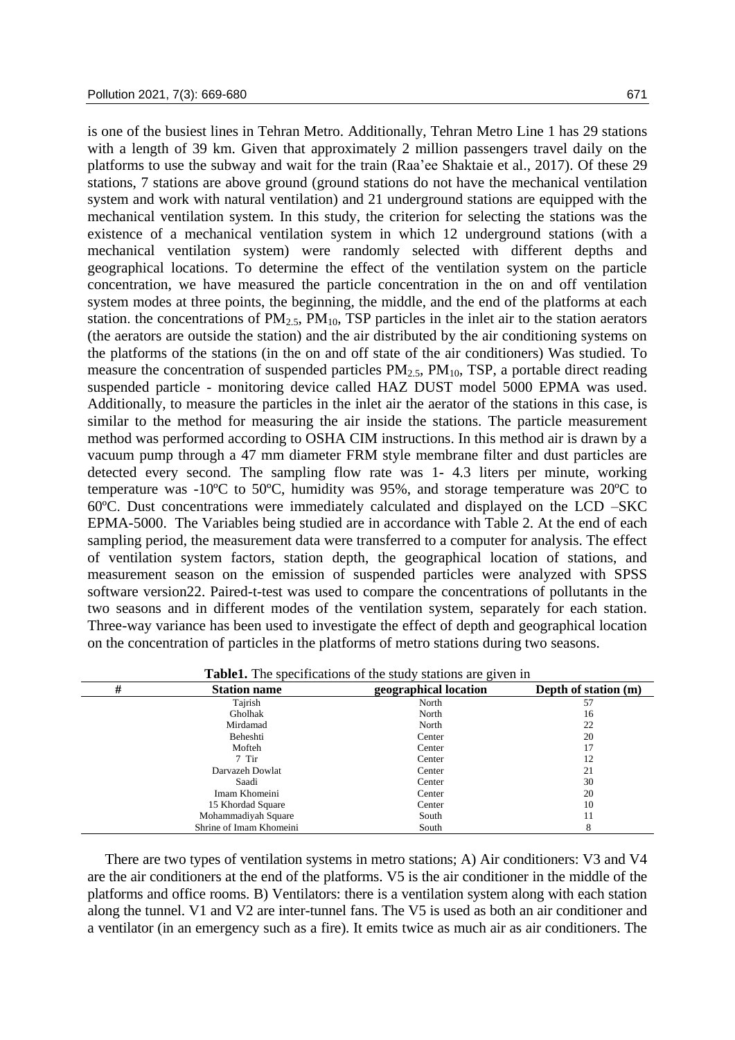is one of the busiest lines in Tehran Metro. Additionally, Tehran Metro Line 1 has 29 stations with a length of 39 km. Given that approximately 2 million passengers travel daily on the platforms to use the subway and wait for the train (Raa'ee Shaktaie et al., 2017). Of these 29 stations, 7 stations are above ground (ground stations do not have the mechanical ventilation system and work with natural ventilation) and 21 underground stations are equipped with the mechanical ventilation system. In this study, the criterion for selecting the stations was the existence of a mechanical ventilation system in which 12 underground stations (with a mechanical ventilation system) were randomly selected with different depths and geographical locations. To determine the effect of the ventilation system on the particle concentration, we have measured the particle concentration in the on and off ventilation system modes at three points, the beginning, the middle, and the end of the platforms at each station. the concentrations of $PM_{2.5}$, $PM_{10}$, TSP particles in the inlet air to the station aerators (the aerators are outside the station) and the air distributed by the air conditioning systems on the platforms of the stations (in the on and off state of the air conditioners) Was studied. To measure the concentration of suspended particles $PM_{2.5}$, $PM_{10}$, TSP, a portable direct reading suspended particle - monitoring device called HAZ DUST model 5000 EPMA was used. Additionally, to measure the particles in the inlet air the aerator of the stations in this case, is similar to the method for measuring the air inside the stations. The particle measurement method was performed according to OSHA CIM instructions. In this method air is drawn by a vacuum pump through a 47 mm diameter FRM style membrane filter and dust particles are detected every second. The sampling flow rate was 1- 4.3 liters per minute, working temperature was -10ºC to 50ºC, humidity was 95%, and storage temperature was 20ºC to 60ºC. Dust concentrations were immediately calculated and displayed on the LCD –SKC EPMA-5000. The Variables being studied are in accordance with Table 2. At the end of each sampling period, the measurement data were transferred to a computer for analysis. The effect of ventilation system factors, station depth, the geographical location of stations, and measurement season on the emission of suspended particles were analyzed with SPSS software version22. Paired-t-test was used to compare the concentrations of pollutants in the two seasons and in different modes of the ventilation system, separately for each station. Three-way variance has been used to investigate the effect of depth and geographical location on the concentration of particles in the platforms of metro stations during two seasons.

**Table1.** The specifications of the study stations are given in

| # | Station name | geographical location | Depth of station (m) |
|---|---|---|---|
| | Tajrish | North | 57 |
| | Gholhak | North | 16 |
| | Mirdamad | North | 22 |
| | Beheshti | Center | 20 |
| | Mofteh | Center | 17 |
| | 7 Tir | Center | 12 |
| | Darvazeh Dowlat | Center | 21 |
| | Saadi | Center | 30 |
| | Imam Khomeini | Center | 20 |
| | 15 Khordad Square | Center | 10 |
| | Mohammadiyah Square | South | 11 |
| | Shrine of Imam Khomeini | South | 8 |

There are two types of ventilation systems in metro stations; A) Air conditioners: V3 and V4 are the air conditioners at the end of the platforms. V5 is the air conditioner in the middle of the platforms and office rooms. B) Ventilators: there is a ventilation system along with each station along the tunnel. V1 and V2 are inter-tunnel fans. The V5 is used as both an air conditioner and a ventilator (in an emergency such as a fire). It emits twice as much air as air conditioners. The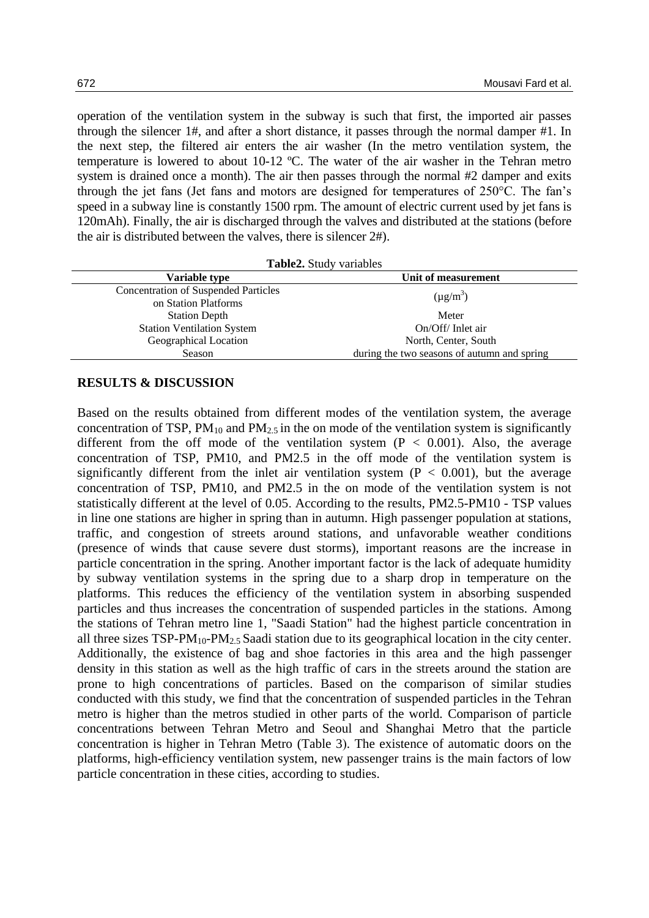operation of the ventilation system in the subway is such that first, the imported air passes through the silencer 1#, and after a short distance, it passes through the normal damper #1. In the next step, the filtered air enters the air washer (In the metro ventilation system, the temperature is lowered to about 10-12 ºC. The water of the air washer in the Tehran metro system is drained once a month). The air then passes through the normal #2 damper and exits through the jet fans (Jet fans and motors are designed for temperatures of 250°C. The fan's speed in a subway line is constantly 1500 rpm. The amount of electric current used by jet fans is 120mAh). Finally, the air is discharged through the valves and distributed at the stations (before the air is distributed between the valves, there is silencer 2#).

**Table2.** Study variables

| Variable type | Unit of measurement |
|---|---|
| Concentration of Suspended Particles on Station Platforms | ($\mu g/m^3$) |
| Station Depth | Meter |
| Station Ventilation System | On/Off/ Inlet air |
| Geographical Location | North, Center, South |
| Season | during the two seasons of autumn and spring |

## RESULTS & DISCUSSION

Based on the results obtained from different modes of the ventilation system, the average concentration of TSP, $PM_{10}$ and $PM_{2.5}$ in the on mode of the ventilation system is significantly different from the off mode of the ventilation system ($P < 0.001$). Also, the average concentration of TSP, PM10, and PM2.5 in the off mode of the ventilation system is significantly different from the inlet air ventilation system ($P < 0.001$), but the average concentration of TSP, PM10, and PM2.5 in the on mode of the ventilation system is not statistically different at the level of 0.05. According to the results, PM2.5-PM10 - TSP values in line one stations are higher in spring than in autumn. High passenger population at stations, traffic, and congestion of streets around stations, and unfavorable weather conditions (presence of winds that cause severe dust storms), important reasons are the increase in particle concentration in the spring. Another important factor is the lack of adequate humidity by subway ventilation systems in the spring due to a sharp drop in temperature on the platforms. This reduces the efficiency of the ventilation system in absorbing suspended particles and thus increases the concentration of suspended particles in the stations. Among the stations of Tehran metro line 1, "Saadi Station" had the highest particle concentration in all three sizes TSP-$PM_{10}$-$PM_{2.5}$ Saadi station due to its geographical location in the city center. Additionally, the existence of bag and shoe factories in this area and the high passenger density in this station as well as the high traffic of cars in the streets around the station are prone to high concentrations of particles. Based on the comparison of similar studies conducted with this study, we find that the concentration of suspended particles in the Tehran metro is higher than the metros studied in other parts of the world. Comparison of particle concentrations between Tehran Metro and Seoul and Shanghai Metro that the particle concentration is higher in Tehran Metro (Table 3). The existence of automatic doors on the platforms, high-efficiency ventilation system, new passenger trains is the main factors of low particle concentration in these cities, according to studies.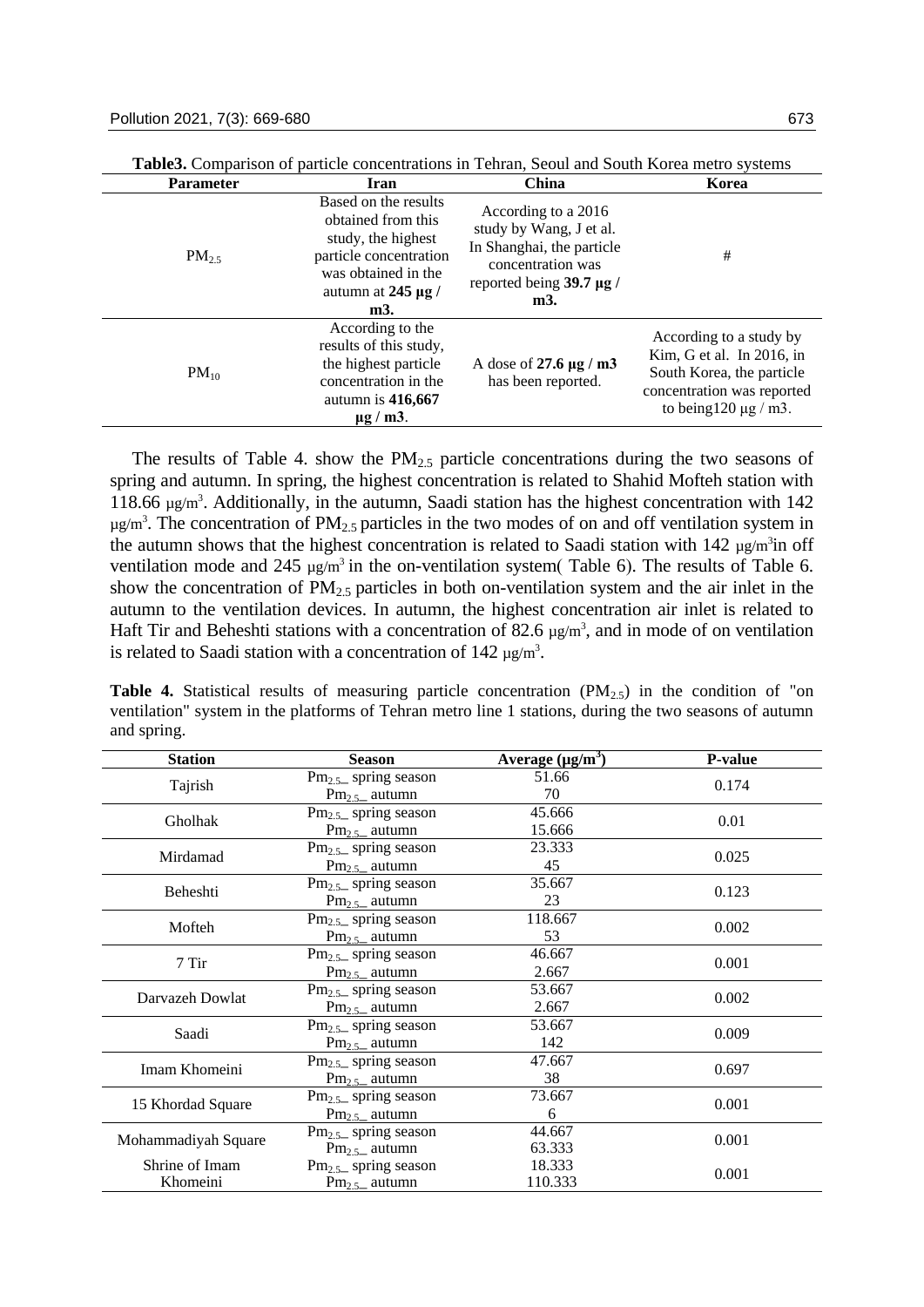**Table3.** Comparison of particle concentrations in Tehran, Seoul and South Korea metro systems

| Parameter | Iran | China | Korea |
|---|---|---|---|
| $PM_{2.5}$ | Based on the results obtained from this study, the highest particle concentration was obtained in the autumn at **245 µg / m3.** | According to a 2016 study by Wang, J et al. In Shanghai, the particle concentration was reported being **39.7 µg / m3.** | # |
| $PM_{10}$ | According to the results of this study, the highest particle concentration in the autumn is **416,667 µg / m3**. | A dose of **27.6 µg / m3** has been reported. | According to a study by Kim, G et al. In 2016, in South Korea, the particle concentration was reported to being120 µg / m3. |

The results of Table 4. show the $PM_{2.5}$ particle concentrations during the two seasons of spring and autumn. In spring, the highest concentration is related to Shahid Mofteh station with 118.66 $\mu g/m^3$. Additionally, in the autumn, Saadi station has the highest concentration with 142 $\mu g/m^3$. The concentration of $PM_{2.5}$ particles in the two modes of on and off ventilation system in the autumn shows that the highest concentration is related to Saadi station with 142 $\mu g/m^3$in off ventilation mode and 245 $\mu g/m^3$ in the on-ventilation system( Table 6). The results of Table 6. show the concentration of $PM_{2.5}$ particles in both on-ventilation system and the air inlet in the autumn to the ventilation devices. In autumn, the highest concentration air inlet is related to Haft Tir and Beheshti stations with a concentration of 82.6 $\mu g/m^3$, and in mode of on ventilation is related to Saadi station with a concentration of 142 $\mu g/m^3$.

**Table 4.** Statistical results of measuring particle concentration ($PM_{2.5}$) in the condition of "on ventilation" system in the platforms of Tehran metro line 1 stations, during the two seasons of autumn and spring.

| Station | Season | Average ($\mu g/m^3$) | P-value |
|---|---|---|---|
| Tajrish | $Pm_{2.5}$_ spring season | 51.66 | 0.174 |
| | $Pm_{2.5}$_ autumn | 70 | |
| Gholhak | $Pm_{2.5}$_ spring season | 45.666 | 0.01 |
| | $Pm_{2.5}$_ autumn | 15.666 | |
| Mirdamad | $Pm_{2.5}$_ spring season | 23.333 | 0.025 |
| | $Pm_{2.5}$_ autumn | 45 | |
| Beheshti | $Pm_{2.5}$_ spring season | 35.667 | 0.123 |
| | $Pm_{2.5}$_ autumn | 23 | |
| Mofteh | $Pm_{2.5}$_ spring season | 118.667 | 0.002 |
| | $Pm_{2.5}$_ autumn | 53 | |
| 7 Tir | $Pm_{2.5}$_ spring season | 46.667 | 0.001 |
| | $Pm_{2.5}$_ autumn | 2.667 | |
| Darvazeh Dowlat | $Pm_{2.5}$_ spring season | 53.667 | 0.002 |
| | $Pm_{2.5}$_ autumn | 2.667 | |
| Saadi | $Pm_{2.5}$_ spring season | 53.667 | 0.009 |
| | $Pm_{2.5}$_ autumn | 142 | |
| Imam Khomeini | $Pm_{2.5}$_ spring season | 47.667 | 0.697 |
| | $Pm_{2.5}$_ autumn | 38 | |
| 15 Khordad Square | $Pm_{2.5}$_ spring season | 73.667 | 0.001 |
| | $Pm_{2.5}$_ autumn | 6 | |
| Mohammadiyah Square | $Pm_{2.5}$_ spring season | 44.667 | 0.001 |
| | $Pm_{2.5}$_ autumn | 63.333 | |
| Shrine of Imam Khomeini | $Pm_{2.5}$_ spring season | 18.333 | 0.001 |
| | $Pm_{2.5}$_ autumn | 110.333 | |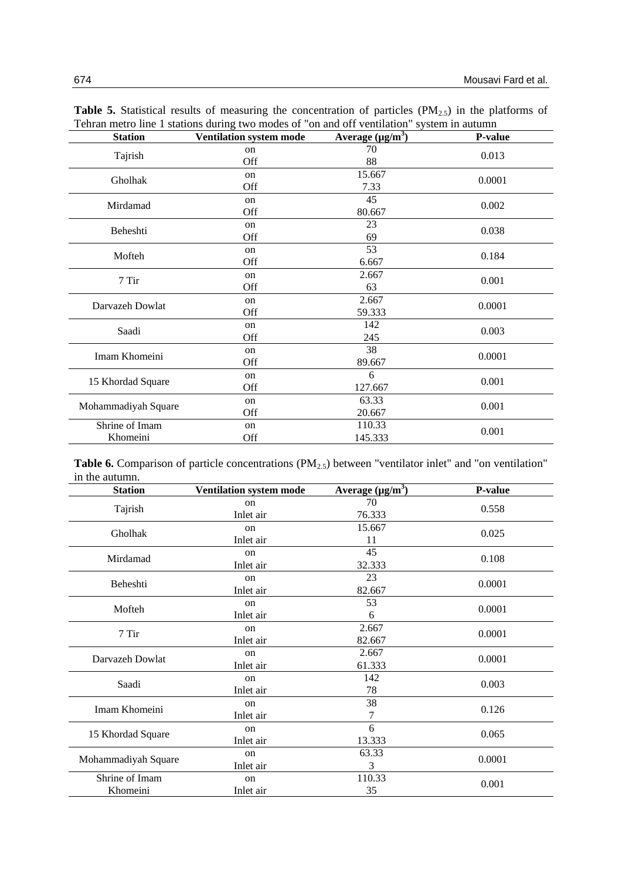**Table 5.** Statistical results of measuring the concentration of particles ($PM_{2.5}$) in the platforms of Tehran metro line 1 stations during two modes of "on and off ventilation" system in autumn

| Station | Ventilation system mode | Average (μg/m$^3$) | P-value |
|---|---|---|---|
| Tajrish | on | 70 | 0.013 |
| | Off | 88 | |
| Gholhak | on | 15.667 | 0.0001 |
| | Off | 7.33 | |
| Mirdamad | on | 45 | 0.002 |
| | Off | 80.667 | |
| Beheshti | on | 23 | 0.038 |
| | Off | 69 | |
| Mofteh | on | 53 | 0.184 |
| | Off | 6.667 | |
| 7 Tir | on | 2.667 | 0.001 |
| | Off | 63 | |
| Darvazeh Dowlat | on | 2.667 | 0.0001 |
| | Off | 59.333 | |
| Saadi | on | 142 | 0.003 |
| | Off | 245 | |
| Imam Khomeini | on | 38 | 0.0001 |
| | Off | 89.667 | |
| 15 Khordad Square | on | 6 | 0.001 |
| | Off | 127.667 | |
| Mohammadiyah Square | on | 63.33 | 0.001 |
| | Off | 20.667 | |
| Shrine of Imam Khomeini | on | 110.33 | 0.001 |
| | Off | 145.333 | |

**Table 6.** Comparison of particle concentrations ($PM_{2.5}$) between "ventilator inlet" and "on ventilation" in the autumn.

| Station | Ventilation system mode | Average (μg/m$^3$) | P-value |
|---|---|---|---|
| Tajrish | on | 70 | 0.558 |
| | Inlet air | 76.333 | |
| Gholhak | on | 15.667 | 0.025 |
| | Inlet air | 11 | |
| Mirdamad | on | 45 | 0.108 |
| | Inlet air | 32.333 | |
| Beheshti | on | 23 | 0.0001 |
| | Inlet air | 82.667 | |
| Mofteh | on | 53 | 0.0001 |
| | Inlet air | 6 | |
| 7 Tir | on | 2.667 | 0.0001 |
| | Inlet air | 82.667 | |
| Darvazeh Dowlat | on | 2.667 | 0.0001 |
| | Inlet air | 61.333 | |
| Saadi | on | 142 | 0.003 |
| | Inlet air | 78 | |
| Imam Khomeini | on | 38 | 0.126 |
| | Inlet air | 7 | |
| 15 Khordad Square | on | 6 | 0.065 |
| | Inlet air | 13.333 | |
| Mohammadiyah Square | on | 63.33 | 0.0001 |
| | Inlet air | 3 | |
| Shrine of Imam Khomeini | on | 110.33 | 0.001 |
| | Inlet air | 35 | |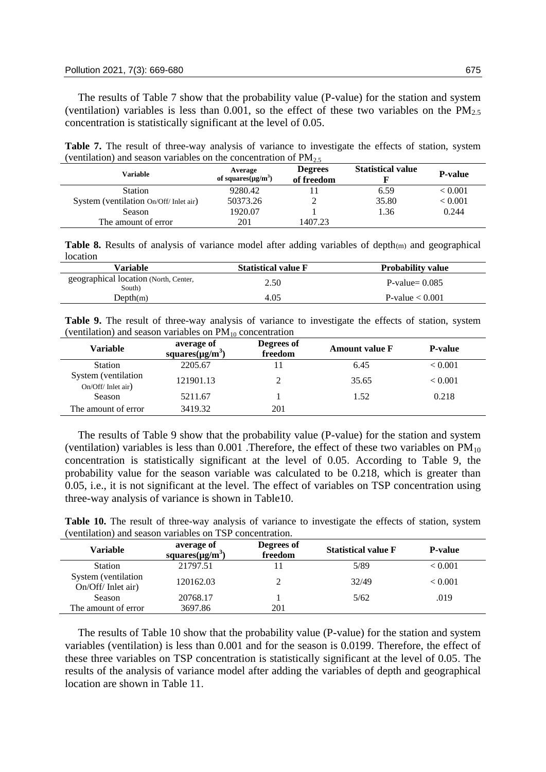The results of Table 7 show that the probability value (P-value) for the station and system (ventilation) variables is less than 0.001, so the effect of these two variables on the $PM_{2.5}$ concentration is statistically significant at the level of 0.05.

**Table 7.** The result of three-way analysis of variance to investigate the effects of station, system (ventilation) and season variables on the concentration of $PM_{2.5}$

| Variable | Average of squares(μg/m$^3$) | Degrees of freedom | Statistical value F | P-value |
|---|---|---|---|---|
| Station | 9280.42 | 11 | 6.59 | < 0.001 |
| System (ventilation On/Off/ Inlet air) | 50373.26 | 2 | 35.80 | < 0.001 |
| Season | 1920.07 | 1 | 1.36 | 0.244 |
| The amount of error | 201 | 1407.23 | | |

**Table 8.** Results of analysis of variance model after adding variables of depth(m) and geographical location

| Variable | Statistical value F | Probability value |
|---|---|---|
| geographical location (North, Center, South) | 2.50 | P-value= 0.085 |
| Depth(m) | 4.05 | P-value < 0.001 |

**Table 9.** The result of three-way analysis of variance to investigate the effects of station, system (ventilation) and season variables on $PM_{10}$ concentration

| Variable | average of squares(μg/m$^3$) | Degrees of freedom | Amount value F | P-value |
|---|---|---|---|---|
| Station | 2205.67 | 11 | 6.45 | < 0.001 |
| System (ventilation On/Off/ Inlet air) | 121901.13 | 2 | 35.65 | < 0.001 |
| Season | 5211.67 | 1 | 1.52 | 0.218 |
| The amount of error | 3419.32 | 201 | | |

The results of Table 9 show that the probability value (P-value) for the station and system (ventilation) variables is less than 0.001 .Therefore, the effect of these two variables on $PM_{10}$ concentration is statistically significant at the level of 0.05. According to Table 9, the probability value for the season variable was calculated to be 0.218, which is greater than 0.05, i.e., it is not significant at the level. The effect of variables on TSP concentration using three-way analysis of variance is shown in Table10.

**Table 10.** The result of three-way analysis of variance to investigate the effects of station, system (ventilation) and season variables on TSP concentration.

| Variable | average of squares(μg/m$^3$) | Degrees of freedom | Statistical value F | P-value |
|---|---|---|---|---|
| Station | 21797.51 | 11 | 5/89 | < 0.001 |
| System (ventilation On/Off/ Inlet air) | 120162.03 | 2 | 32/49 | < 0.001 |
| Season | 20768.17 | 1 | 5/62 | .019 |
| The amount of error | 3697.86 | 201 | | |

The results of Table 10 show that the probability value (P-value) for the station and system variables (ventilation) is less than 0.001 and for the season is 0.0199. Therefore, the effect of these three variables on TSP concentration is statistically significant at the level of 0.05. The results of the analysis of variance model after adding the variables of depth and geographical location are shown in Table 11.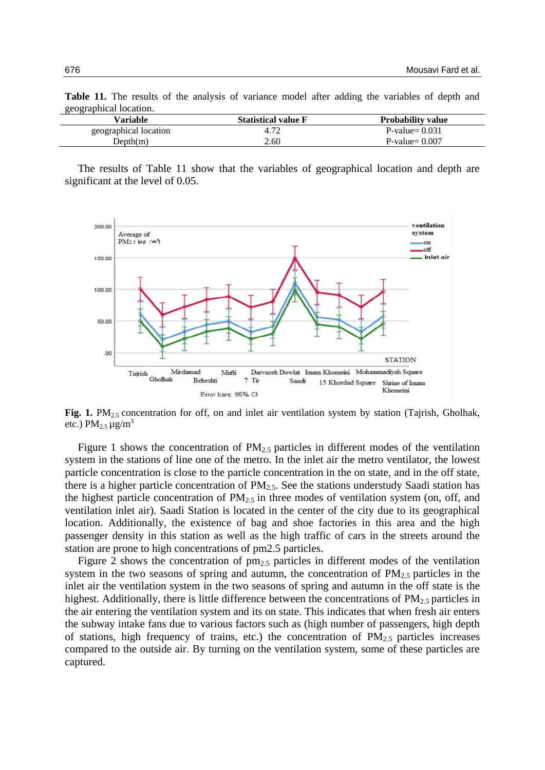**Table 11.** The results of the analysis of variance model after adding the variables of depth and geographical location.

| Variable | Statistical value F | Probability value |
|---|---|---|
| geographical location | 4.72 | P-value= 0.031 |
| Depth(m) | 2.60 | P-value= 0.007 |

The results of Table 11 show that the variables of geographical location and depth are significant at the level of 0.05.

**Fig. 1.** $PM_{2.5}$ concentration for off, on and inlet air ventilation system by station (Tajrish, Gholhak, etc.) $PM_{2.5}$ µg/m$^3$

Figure 1 shows the concentration of $PM_{2.5}$ particles in different modes of the ventilation system in the stations of line one of the metro. In the inlet air the metro ventilator, the lowest particle concentration is close to the particle concentration in the on state, and in the off state, there is a higher particle concentration of $PM_{2.5}$. See the stations understudy Saadi station has the highest particle concentration of $PM_{2.5}$ in three modes of ventilation system (on, off, and ventilation inlet air). Saadi Station is located in the center of the city due to its geographical location. Additionally, the existence of bag and shoe factories in this area and the high passenger density in this station as well as the high traffic of cars in the streets around the station are prone to high concentrations of pm2.5 particles.

Figure 2 shows the concentration of $pm_{2.5}$ particles in different modes of the ventilation system in the two seasons of spring and autumn, the concentration of $PM_{2.5}$ particles in the inlet air the ventilation system in the two seasons of spring and autumn in the off state is the highest. Additionally, there is little difference between the concentrations of $PM_{2.5}$ particles in the air entering the ventilation system and its on state. This indicates that when fresh air enters the subway intake fans due to various factors such as (high number of passengers, high depth of stations, high frequency of trains, etc.) the concentration of $PM_{2.5}$ particles increases compared to the outside air. By turning on the ventilation system, some of these particles are captured.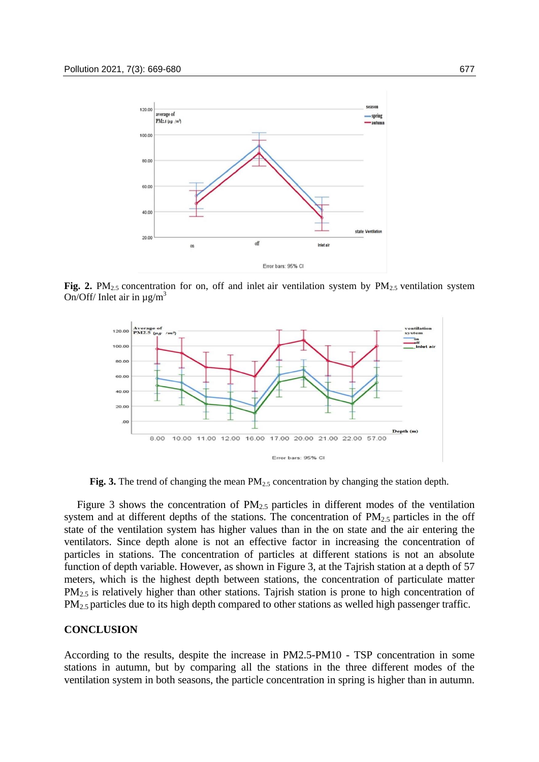**Fig. 2.** $PM_{2.5}$ concentration for on, off and inlet air ventilation system by $PM_{2.5}$ ventilation system On/Off/ Inlet air in $\mu g/m^3$

**Fig. 3.** The trend of changing the mean $PM_{2.5}$ concentration by changing the station depth.

Figure 3 shows the concentration of $PM_{2.5}$ particles in different modes of the ventilation system and at different depths of the stations. The concentration of $PM_{2.5}$ particles in the off state of the ventilation system has higher values than in the on state and the air entering the ventilators. Since depth alone is not an effective factor in increasing the concentration of particles in stations. The concentration of particles at different stations is not an absolute function of depth variable. However, as shown in Figure 3, at the Tajrish station at a depth of 57 meters, which is the highest depth between stations, the concentration of particulate matter $PM_{2.5}$ is relatively higher than other stations. Tajrish station is prone to high concentration of $PM_{2.5}$ particles due to its high depth compared to other stations as welled high passenger traffic.

## CONCLUSION

According to the results, despite the increase in PM2.5-PM10 - TSP concentration in some stations in autumn, but by comparing all the stations in the three different modes of the ventilation system in both seasons, the particle concentration in spring is higher than in autumn.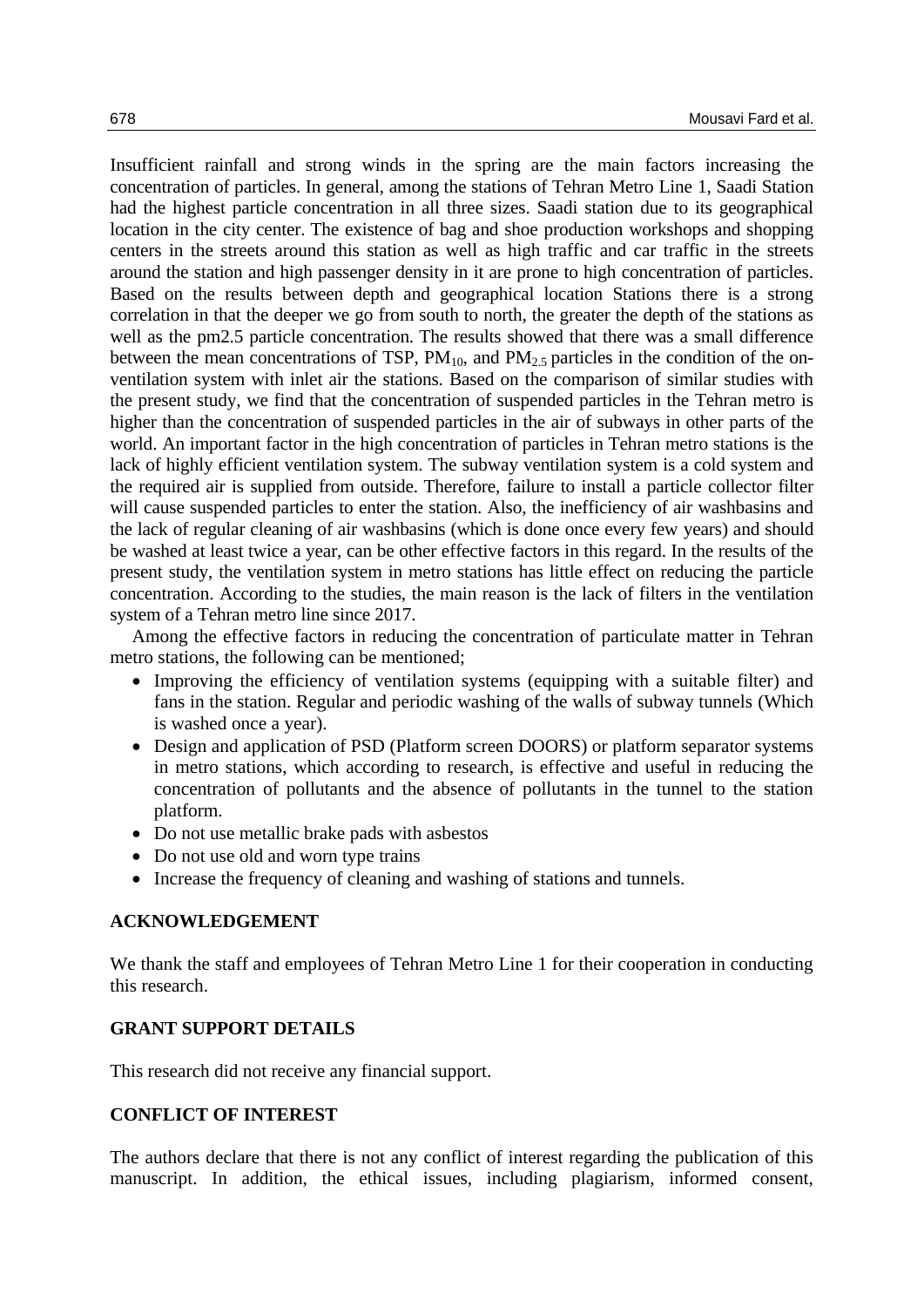Insufficient rainfall and strong winds in the spring are the main factors increasing the concentration of particles. In general, among the stations of Tehran Metro Line 1, Saadi Station had the highest particle concentration in all three sizes. Saadi station due to its geographical location in the city center. The existence of bag and shoe production workshops and shopping centers in the streets around this station as well as high traffic and car traffic in the streets around the station and high passenger density in it are prone to high concentration of particles. Based on the results between depth and geographical location Stations there is a strong correlation in that the deeper we go from south to north, the greater the depth of the stations as well as the pm2.5 particle concentration. The results showed that there was a small difference between the mean concentrations of TSP, $PM_{10}$, and $PM_{2.5}$ particles in the condition of the on-ventilation system with inlet air the stations. Based on the comparison of similar studies with the present study, we find that the concentration of suspended particles in the Tehran metro is higher than the concentration of suspended particles in the air of subways in other parts of the world. An important factor in the high concentration of particles in Tehran metro stations is the lack of highly efficient ventilation system. The subway ventilation system is a cold system and the required air is supplied from outside. Therefore, failure to install a particle collector filter will cause suspended particles to enter the station. Also, the inefficiency of air washbasins and the lack of regular cleaning of air washbasins (which is done once every few years) and should be washed at least twice a year, can be other effective factors in this regard. In the results of the present study, the ventilation system in metro stations has little effect on reducing the particle concentration. According to the studies, the main reason is the lack of filters in the ventilation system of a Tehran metro line since 2017.

Among the effective factors in reducing the concentration of particulate matter in Tehran metro stations, the following can be mentioned;

- Improving the efficiency of ventilation systems (equipping with a suitable filter) and fans in the station. Regular and periodic washing of the walls of subway tunnels (Which is washed once a year).
- Design and application of PSD (Platform screen DOORS) or platform separator systems in metro stations, which according to research, is effective and useful in reducing the concentration of pollutants and the absence of pollutants in the tunnel to the station platform.
- Do not use metallic brake pads with asbestos
- Do not use old and worn type trains
- Increase the frequency of cleaning and washing of stations and tunnels.

## ACKNOWLEDGEMENT

We thank the staff and employees of Tehran Metro Line 1 for their cooperation in conducting this research.

## GRANT SUPPORT DETAILS

This research did not receive any financial support.

## CONFLICT OF INTEREST

The authors declare that there is not any conflict of interest regarding the publication of this manuscript. In addition, the ethical issues, including plagiarism, informed consent,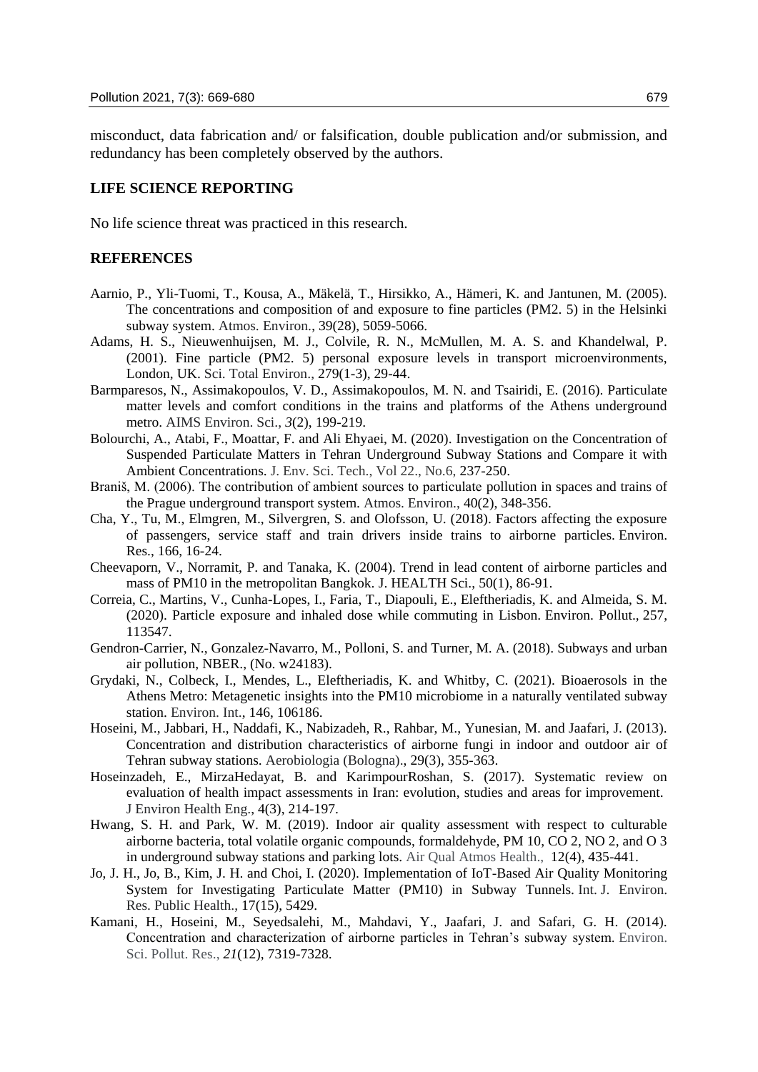misconduct, data fabrication and/ or falsification, double publication and/or submission, and redundancy has been completely observed by the authors.

## LIFE SCIENCE REPORTING

No life science threat was practiced in this research.

## REFERENCES

Aarnio, P., Yli-Tuomi, T., Kousa, A., Mäkelä, T., Hirsikko, A., Hämeri, K. and Jantunen, M. (2005). The concentrations and composition of and exposure to fine particles (PM2. 5) in the Helsinki subway system. Atmos. Environ., 39(28), 5059-5066.

Adams, H. S., Nieuwenhuijsen, M. J., Colvile, R. N., McMullen, M. A. S. and Khandelwal, P. (2001). Fine particle (PM2. 5) personal exposure levels in transport microenvironments, London, UK. Sci. Total Environ., 279(1-3), 29-44.

Barmparesos, N., Assimakopoulos, V. D., Assimakopoulos, M. N. and Tsairidi, E. (2016). Particulate matter levels and comfort conditions in the trains and platforms of the Athens underground metro. AIMS Environ. Sci., *3*(2), 199-219.

Bolourchi, A., Atabi, F., Moattar, F. and Ali Ehyaei, M. (2020). Investigation on the Concentration of Suspended Particulate Matters in Tehran Underground Subway Stations and Compare it with Ambient Concentrations. J. Env. Sci. Tech., Vol 22., No.6, 237-250.

Braniš, M. (2006). The contribution of ambient sources to particulate pollution in spaces and trains of the Prague underground transport system. Atmos. Environ., 40(2), 348-356.

Cha, Y., Tu, M., Elmgren, M., Silvergren, S. and Olofsson, U. (2018). Factors affecting the exposure of passengers, service staff and train drivers inside trains to airborne particles. Environ. Res., 166, 16-24.

Cheevaporn, V., Norramit, P. and Tanaka, K. (2004). Trend in lead content of airborne particles and mass of PM10 in the metropolitan Bangkok. J. HEALTH Sci., 50(1), 86-91.

Correia, C., Martins, V., Cunha-Lopes, I., Faria, T., Diapouli, E., Eleftheriadis, K. and Almeida, S. M. (2020). Particle exposure and inhaled dose while commuting in Lisbon. Environ. Pollut., 257, 113547.

Gendron-Carrier, N., Gonzalez-Navarro, M., Polloni, S. and Turner, M. A. (2018). Subways and urban air pollution, NBER., (No. w24183).

Grydaki, N., Colbeck, I., Mendes, L., Eleftheriadis, K. and Whitby, C. (2021). Bioaerosols in the Athens Metro: Metagenetic insights into the PM10 microbiome in a naturally ventilated subway station. Environ. Int., 146, 106186.

Hoseini, M., Jabbari, H., Naddafi, K., Nabizadeh, R., Rahbar, M., Yunesian, M. and Jaafari, J. (2013). Concentration and distribution characteristics of airborne fungi in indoor and outdoor air of Tehran subway stations. Aerobiologia (Bologna)., 29(3), 355-363.

Hoseinzadeh, E., MirzaHedayat, B. and KarimpourRoshan, S. (2017). Systematic review on evaluation of health impact assessments in Iran: evolution, studies and areas for improvement. J Environ Health Eng., 4(3), 214-197.

Hwang, S. H. and Park, W. M. (2019). Indoor air quality assessment with respect to culturable airborne bacteria, total volatile organic compounds, formaldehyde, PM 10, CO 2, NO 2, and O 3 in underground subway stations and parking lots. Air Qual Atmos Health., 12(4), 435-441.

Jo, J. H., Jo, B., Kim, J. H. and Choi, I. (2020). Implementation of IoT-Based Air Quality Monitoring System for Investigating Particulate Matter (PM10) in Subway Tunnels. Int. J. Environ. Res. Public Health., 17(15), 5429.

Kamani, H., Hoseini, M., Seyedsalehi, M., Mahdavi, Y., Jaafari, J. and Safari, G. H. (2014). Concentration and characterization of airborne particles in Tehran's subway system. Environ. Sci. Pollut. Res., *21*(12), 7319-7328.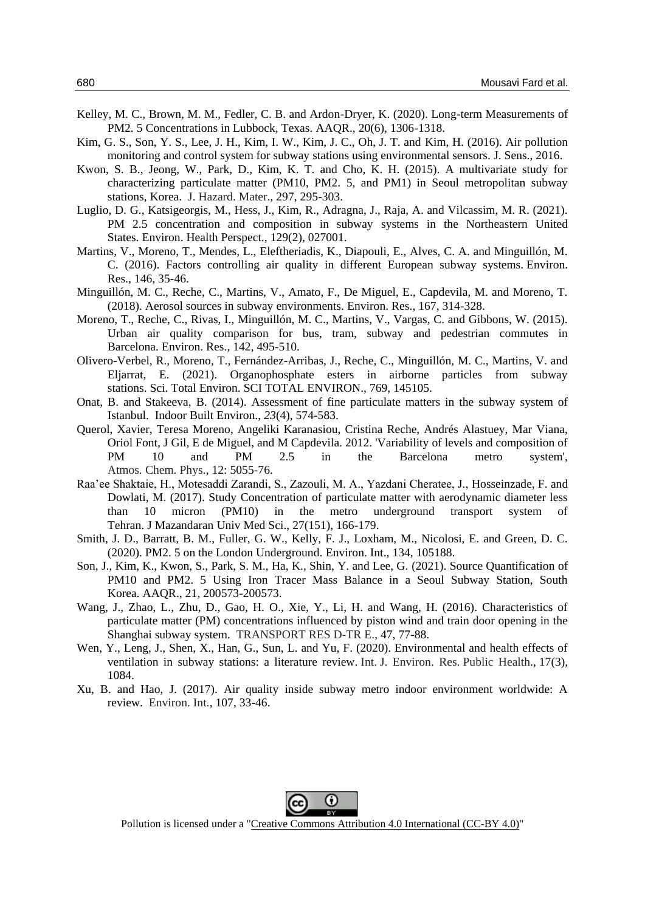Kelley, M. C., Brown, M. M., Fedler, C. B. and Ardon-Dryer, K. (2020). Long-term Measurements of PM2. 5 Concentrations in Lubbock, Texas. AAQR., 20(6), 1306-1318.

Kim, G. S., Son, Y. S., Lee, J. H., Kim, I. W., Kim, J. C., Oh, J. T. and Kim, H. (2016). Air pollution monitoring and control system for subway stations using environmental sensors. J. Sens., 2016.

Kwon, S. B., Jeong, W., Park, D., Kim, K. T. and Cho, K. H. (2015). A multivariate study for characterizing particulate matter (PM10, PM2. 5, and PM1) in Seoul metropolitan subway stations, Korea. J. Hazard. Mater., 297, 295-303.

Luglio, D. G., Katsigeorgis, M., Hess, J., Kim, R., Adragna, J., Raja, A. and Vilcassim, M. R. (2021). PM 2.5 concentration and composition in subway systems in the Northeastern United States. Environ. Health Perspect., 129(2), 027001.

Martins, V., Moreno, T., Mendes, L., Eleftheriadis, K., Diapouli, E., Alves, C. A. and Minguillón, M. C. (2016). Factors controlling air quality in different European subway systems. Environ. Res., 146, 35-46.

Minguillón, M. C., Reche, C., Martins, V., Amato, F., De Miguel, E., Capdevila, M. and Moreno, T. (2018). Aerosol sources in subway environments. Environ. Res., 167, 314-328.

Moreno, T., Reche, C., Rivas, I., Minguillón, M. C., Martins, V., Vargas, C. and Gibbons, W. (2015). Urban air quality comparison for bus, tram, subway and pedestrian commutes in Barcelona. Environ. Res., 142, 495-510.

Olivero-Verbel, R., Moreno, T., Fernández-Arribas, J., Reche, C., Minguillón, M. C., Martins, V. and Eljarrat, E. (2021). Organophosphate esters in airborne particles from subway stations. Sci. Total Environ. SCI TOTAL ENVIRON., 769, 145105.

Onat, B. and Stakeeva, B. (2014). Assessment of fine particulate matters in the subway system of Istanbul. Indoor Built Environ., *23*(4), 574-583.

Querol, Xavier, Teresa Moreno, Angeliki Karanasiou, Cristina Reche, Andrés Alastuey, Mar Viana, Oriol Font, J Gil, E de Miguel, and M Capdevila. 2012. 'Variability of levels and composition of PM 10 and PM 2.5 in the Barcelona metro system', Atmos. Chem. Phys., 12: 5055-76.

Raa'ee Shaktaie, H., Motesaddi Zarandi, S., Zazouli, M. A., Yazdani Cheratee, J., Hosseinzade, F. and Dowlati, M. (2017). Study Concentration of particulate matter with aerodynamic diameter less than 10 micron (PM10) in the metro underground transport system of Tehran. J Mazandaran Univ Med Sci., 27(151), 166-179.

Smith, J. D., Barratt, B. M., Fuller, G. W., Kelly, F. J., Loxham, M., Nicolosi, E. and Green, D. C. (2020). PM2. 5 on the London Underground. Environ. Int., 134, 105188.

Son, J., Kim, K., Kwon, S., Park, S. M., Ha, K., Shin, Y. and Lee, G. (2021). Source Quantification of PM10 and PM2. 5 Using Iron Tracer Mass Balance in a Seoul Subway Station, South Korea. AAQR., 21, 200573-200573.

Wang, J., Zhao, L., Zhu, D., Gao, H. O., Xie, Y., Li, H. and Wang, H. (2016). Characteristics of particulate matter (PM) concentrations influenced by piston wind and train door opening in the Shanghai subway system. TRANSPORT RES D-TR E., 47, 77-88.

Wen, Y., Leng, J., Shen, X., Han, G., Sun, L. and Yu, F. (2020). Environmental and health effects of ventilation in subway stations: a literature review. Int. J. Environ. Res. Public Health., 17(3), 1084.

Xu, B. and Hao, J. (2017). Air quality inside subway metro indoor environment worldwide: A review. Environ. Int., 107, 33-46.

Pollution is licensed under a "Creative Commons Attribution 4.0 International (CC-BY 4.0)"